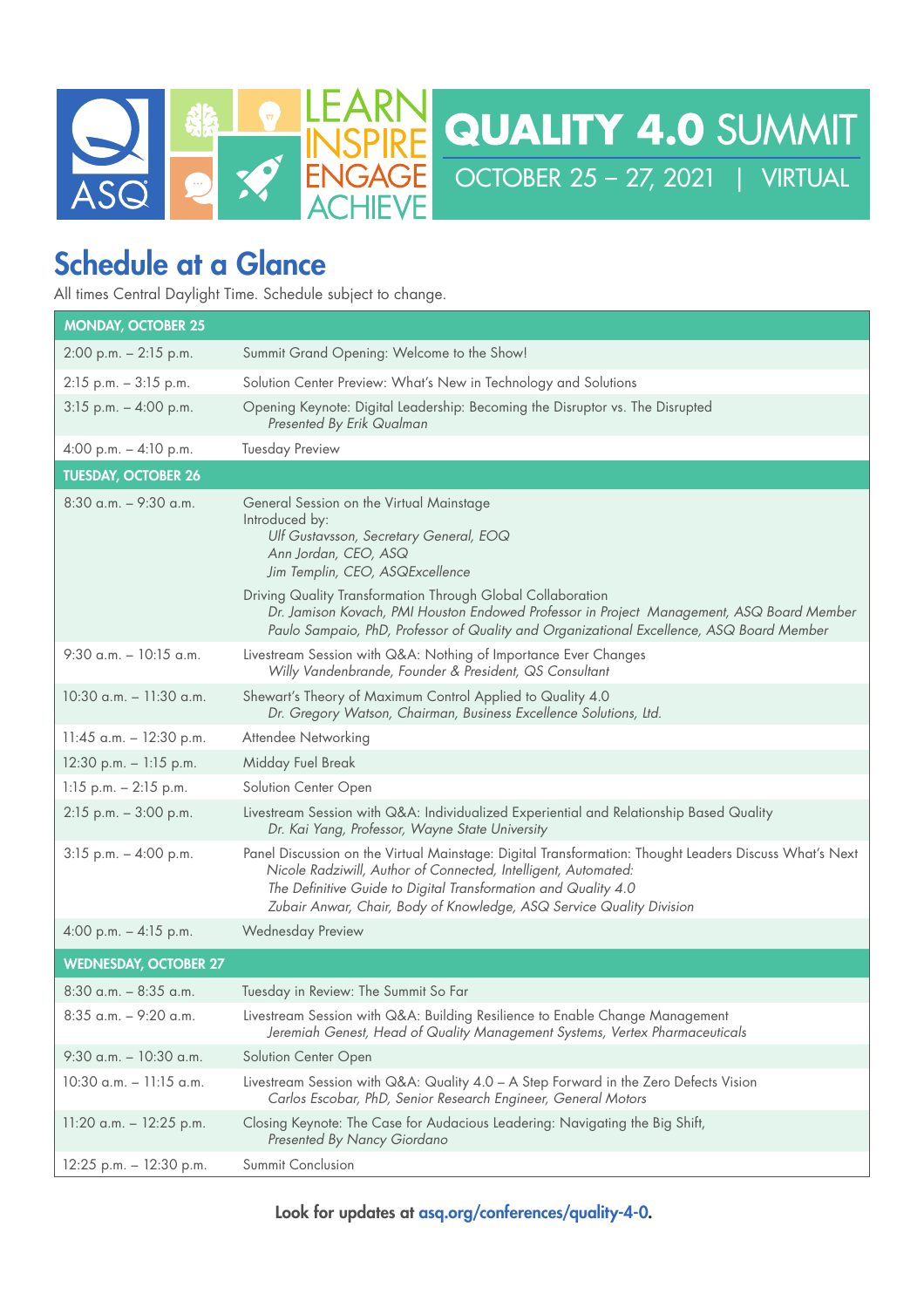ASQ

LEARN
INSPIRE
ENGAGE
ACHIEVE

# QUALITY 4.0 SUMMIT

OCTOBER 25 – 27, 2021 | VIRTUAL

## Schedule at a Glance

All times Central Daylight Time. Schedule subject to change.

| **MONDAY, OCTOBER 25** | |
|---|---|
| 2:00 p.m. – 2:15 p.m. | Summit Grand Opening: Welcome to the Show! |
| 2:15 p.m. – 3:15 p.m. | Solution Center Preview: What's New in Technology and Solutions |
| 3:15 p.m. – 4:00 p.m. | Opening Keynote: Digital Leadership: Becoming the Disruptor vs. The Disrupted<br>*Presented By Erik Qualman* |
| 4:00 p.m. – 4:10 p.m. | Tuesday Preview |
| **TUESDAY, OCTOBER 26** | |
| 8:30 a.m. – 9:30 a.m. | General Session on the Virtual Mainstage<br>Introduced by:<br>*Ulf Gustavsson, Secretary General, EOQ*<br>*Ann Jordan, CEO, ASQ*<br>*Jim Templin, CEO, ASQExcellence*<br>Driving Quality Transformation Through Global Collaboration<br>*Dr. Jamison Kovach, PMI Houston Endowed Professor in Project Management, ASQ Board Member*<br>*Paulo Sampaio, PhD, Professor of Quality and Organizational Excellence, ASQ Board Member* |
| 9:30 a.m. – 10:15 a.m. | Livestream Session with Q&A: Nothing of Importance Ever Changes<br>*Willy Vandenbrande, Founder & President, QS Consultant* |
| 10:30 a.m. – 11:30 a.m. | Shewart's Theory of Maximum Control Applied to Quality 4.0<br>*Dr. Gregory Watson, Chairman, Business Excellence Solutions, Ltd.* |
| 11:45 a.m. – 12:30 p.m. | Attendee Networking |
| 12:30 p.m. – 1:15 p.m. | Midday Fuel Break |
| 1:15 p.m. – 2:15 p.m. | Solution Center Open |
| 2:15 p.m. – 3:00 p.m. | Livestream Session with Q&A: Individualized Experiential and Relationship Based Quality<br>*Dr. Kai Yang, Professor, Wayne State University* |
| 3:15 p.m. – 4:00 p.m. | Panel Discussion on the Virtual Mainstage: Digital Transformation: Thought Leaders Discuss What's Next<br>*Nicole Radziwill, Author of Connected, Intelligent, Automated: The Definitive Guide to Digital Transformation and Quality 4.0*<br>*Zubair Anwar, Chair, Body of Knowledge, ASQ Service Quality Division* |
| 4:00 p.m. – 4:15 p.m. | Wednesday Preview |
| **WEDNESDAY, OCTOBER 27** | |
| 8:30 a.m. – 8:35 a.m. | Tuesday in Review: The Summit So Far |
| 8:35 a.m. – 9:20 a.m. | Livestream Session with Q&A: Building Resilience to Enable Change Management<br>*Jeremiah Genest, Head of Quality Management Systems, Vertex Pharmaceuticals* |
| 9:30 a.m. – 10:30 a.m. | Solution Center Open |
| 10:30 a.m. – 11:15 a.m. | Livestream Session with Q&A: Quality 4.0 – A Step Forward in the Zero Defects Vision<br>*Carlos Escobar, PhD, Senior Research Engineer, General Motors* |
| 11:20 a.m. – 12:25 p.m. | Closing Keynote: The Case for Audacious Leadering: Navigating the Big Shift,<br>*Presented By Nancy Giordano* |
| 12:25 p.m. – 12:30 p.m. | Summit Conclusion |

**Look for updates at asq.org/conferences/quality-4-0.**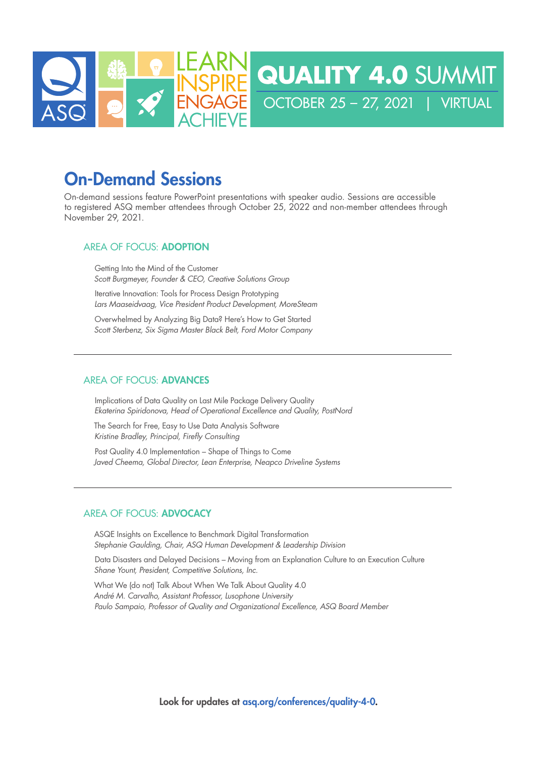ASQ

LEARN INSPIRE ENGAGE ACHIEVE

# QUALITY 4.0 SUMMIT

OCTOBER 25 – 27, 2021 | VIRTUAL

## On-Demand Sessions

On-demand sessions feature PowerPoint presentations with speaker audio. Sessions are accessible to registered ASQ member attendees through October 25, 2022 and non-member attendees through November 29, 2021.

### AREA OF FOCUS: **ADOPTION**

Getting Into the Mind of the Customer
*Scott Burgmeyer, Founder & CEO, Creative Solutions Group*

Iterative Innovation: Tools for Process Design Prototyping
*Lars Maaseidvaag, Vice President Product Development, MoreSteam*

Overwhelmed by Analyzing Big Data? Here's How to Get Started
*Scott Sterbenz, Six Sigma Master Black Belt, Ford Motor Company*

---

### AREA OF FOCUS: **ADVANCES**

Implications of Data Quality on Last Mile Package Delivery Quality
*Ekaterina Spiridonova, Head of Operational Excellence and Quality, PostNord*

The Search for Free, Easy to Use Data Analysis Software
*Kristine Bradley, Principal, Firefly Consulting*

Post Quality 4.0 Implementation – Shape of Things to Come
*Javed Cheema, Global Director, Lean Enterprise, Neapco Driveline Systems*

---

### AREA OF FOCUS: **ADVOCACY**

ASQE Insights on Excellence to Benchmark Digital Transformation
*Stephanie Gaulding, Chair, ASQ Human Development & Leadership Division*

Data Disasters and Delayed Decisions – Moving from an Explanation Culture to an Execution Culture
*Shane Yount, President, Competitive Solutions, Inc.*

What We (do not) Talk About When We Talk About Quality 4.0
*André M. Carvalho, Assistant Professor, Lusophone University*
*Paulo Sampaio, Professor of Quality and Organizational Excellence, ASQ Board Member*

**Look for updates at asq.org/conferences/quality-4-0.**